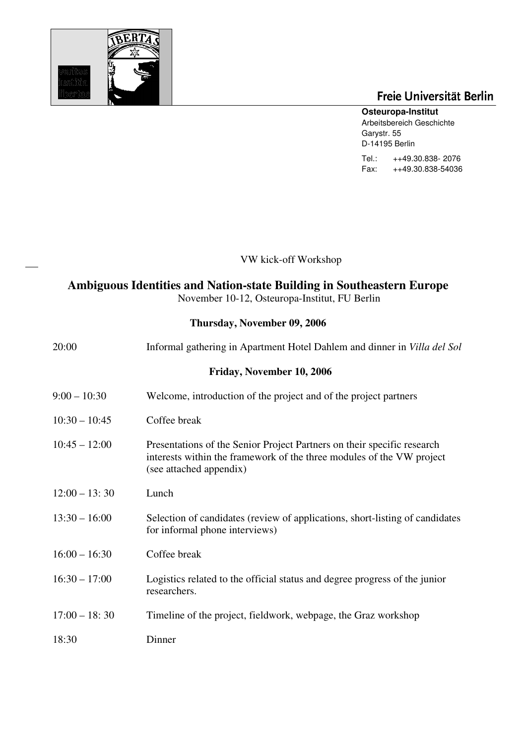Freie Universität Berlin

**Osteuropa-Institut**
Arbeitsbereich Geschichte
Garystr. 55
D-14195 Berlin

Tel.: ++49.30.838- 2076
Fax: ++49.30.838-54036

VW kick-off Workshop

# Ambiguous Identities and Nation-state Building in Southeastern Europe

November 10-12, Osteuropa-Institut, FU Berlin

## Thursday, November 09, 2006

| | |
|---|---|
| 20:00 | Informal gathering in Apartment Hotel Dahlem and dinner in *Villa del Sol* |

## Friday, November 10, 2006

| | |
|---|---|
| 9:00 – 10:30 | Welcome, introduction of the project and of the project partners |
| 10:30 – 10:45 | Coffee break |
| 10:45 – 12:00 | Presentations of the Senior Project Partners on their specific research interests within the framework of the three modules of the VW project (see attached appendix) |
| 12:00 – 13: 30 | Lunch |
| 13:30 – 16:00 | Selection of candidates (review of applications, short-listing of candidates for informal phone interviews) |
| 16:00 – 16:30 | Coffee break |
| 16:30 – 17:00 | Logistics related to the official status and degree progress of the junior researchers. |
| 17:00 – 18: 30 | Timeline of the project, fieldwork, webpage, the Graz workshop |
| 18:30 | Dinner |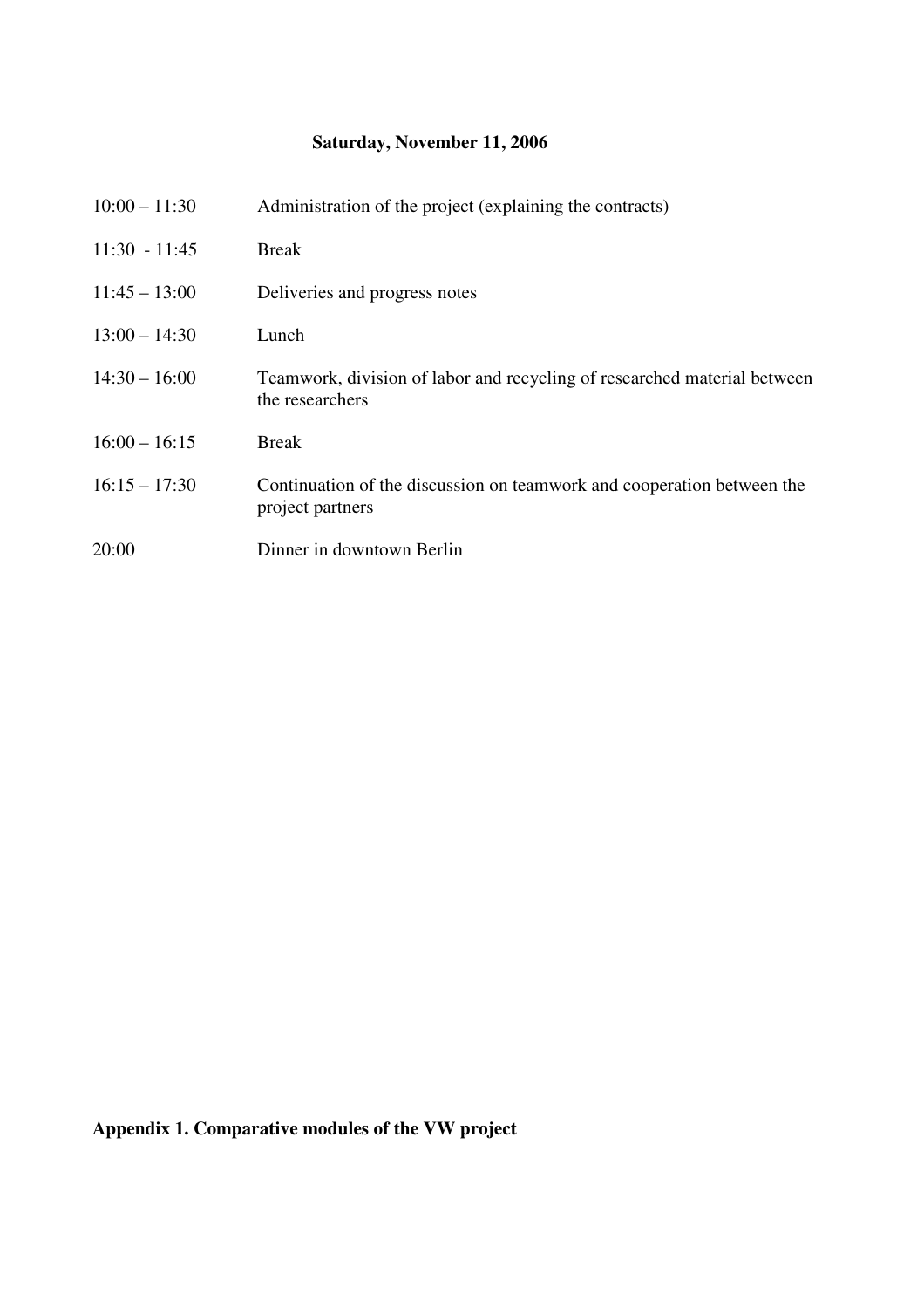**Saturday, November 11, 2006**

| | |
|---|---|
| 10:00 – 11:30 | Administration of the project (explaining the contracts) |
| 11:30 - 11:45 | Break |
| 11:45 – 13:00 | Deliveries and progress notes |
| 13:00 – 14:30 | Lunch |
| 14:30 – 16:00 | Teamwork, division of labor and recycling of researched material between the researchers |
| 16:00 – 16:15 | Break |
| 16:15 – 17:30 | Continuation of the discussion on teamwork and cooperation between the project partners |
| 20:00 | Dinner in downtown Berlin |

**Appendix 1. Comparative modules of the VW project**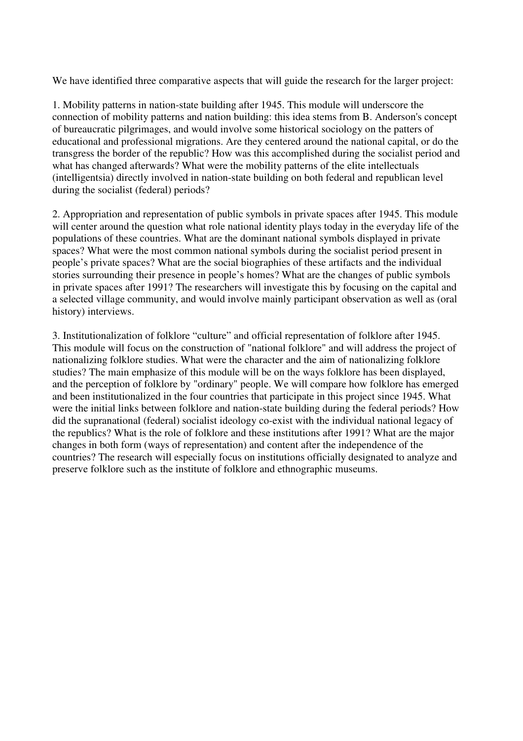We have identified three comparative aspects that will guide the research for the larger project:

1. Mobility patterns in nation-state building after 1945. This module will underscore the connection of mobility patterns and nation building: this idea stems from B. Anderson's concept of bureaucratic pilgrimages, and would involve some historical sociology on the patters of educational and professional migrations. Are they centered around the national capital, or do the transgress the border of the republic? How was this accomplished during the socialist period and what has changed afterwards? What were the mobility patterns of the elite intellectuals (intelligentsia) directly involved in nation-state building on both federal and republican level during the socialist (federal) periods?

2. Appropriation and representation of public symbols in private spaces after 1945. This module will center around the question what role national identity plays today in the everyday life of the populations of these countries. What are the dominant national symbols displayed in private spaces? What were the most common national symbols during the socialist period present in people's private spaces? What are the social biographies of these artifacts and the individual stories surrounding their presence in people's homes? What are the changes of public symbols in private spaces after 1991? The researchers will investigate this by focusing on the capital and a selected village community, and would involve mainly participant observation as well as (oral history) interviews.

3. Institutionalization of folklore "culture" and official representation of folklore after 1945. This module will focus on the construction of "national folklore" and will address the project of nationalizing folklore studies. What were the character and the aim of nationalizing folklore studies? The main emphasize of this module will be on the ways folklore has been displayed, and the perception of folklore by "ordinary" people. We will compare how folklore has emerged and been institutionalized in the four countries that participate in this project since 1945. What were the initial links between folklore and nation-state building during the federal periods? How did the supranational (federal) socialist ideology co-exist with the individual national legacy of the republics? What is the role of folklore and these institutions after 1991? What are the major changes in both form (ways of representation) and content after the independence of the countries? The research will especially focus on institutions officially designated to analyze and preserve folklore such as the institute of folklore and ethnographic museums.